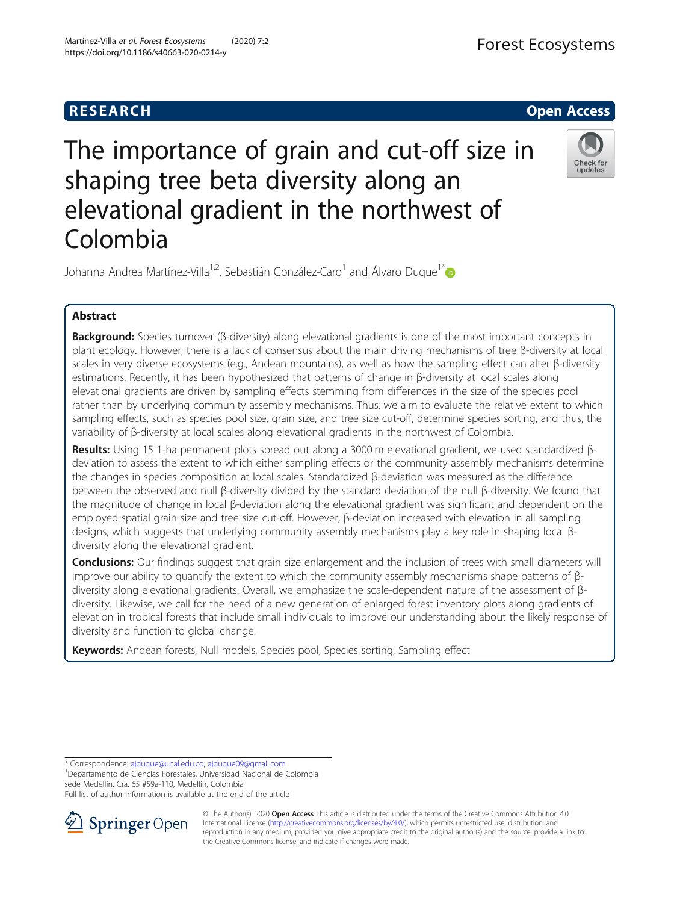RESEARCH

Open Access

# The importance of grain and cut-off size in shaping tree beta diversity along an elevational gradient in the northwest of Colombia

Johanna Andrea Martínez-Villa[1,2], Sebastián González-Caro[1] and Álvaro Duque[1*]

## Abstract

**Background:** Species turnover (β-diversity) along elevational gradients is one of the most important concepts in plant ecology. However, there is a lack of consensus about the main driving mechanisms of tree β-diversity at local scales in very diverse ecosystems (e.g., Andean mountains), as well as how the sampling effect can alter β-diversity estimations. Recently, it has been hypothesized that patterns of change in β-diversity at local scales along elevational gradients are driven by sampling effects stemming from differences in the size of the species pool rather than by underlying community assembly mechanisms. Thus, we aim to evaluate the relative extent to which sampling effects, such as species pool size, grain size, and tree size cut-off, determine species sorting, and thus, the variability of β-diversity at local scales along elevational gradients in the northwest of Colombia.

**Results:** Using 15 1-ha permanent plots spread out along a 3000 m elevational gradient, we used standardized β-deviation to assess the extent to which either sampling effects or the community assembly mechanisms determine the changes in species composition at local scales. Standardized β-deviation was measured as the difference between the observed and null β-diversity divided by the standard deviation of the null β-diversity. We found that the magnitude of change in local β-deviation along the elevational gradient was significant and dependent on the employed spatial grain size and tree size cut-off. However, β-deviation increased with elevation in all sampling designs, which suggests that underlying community assembly mechanisms play a key role in shaping local β-diversity along the elevational gradient.

**Conclusions:** Our findings suggest that grain size enlargement and the inclusion of trees with small diameters will improve our ability to quantify the extent to which the community assembly mechanisms shape patterns of β-diversity along elevational gradients. Overall, we emphasize the scale-dependent nature of the assessment of β-diversity. Likewise, we call for the need of a new generation of enlarged forest inventory plots along gradients of elevation in tropical forests that include small individuals to improve our understanding about the likely response of diversity and function to global change.

**Keywords:** Andean forests, Null models, Species pool, Species sorting, Sampling effect

* Correspondence: ajduque@unal.edu.co; ajduque09@gmail.com
[1]Departamento de Ciencias Forestales, Universidad Nacional de Colombia sede Medellín, Cra. 65 #59a-110, Medellín, Colombia
Full list of author information is available at the end of the article

© The Author(s). 2020 **Open Access** This article is distributed under the terms of the Creative Commons Attribution 4.0 International License (http://creativecommons.org/licenses/by/4.0/), which permits unrestricted use, distribution, and reproduction in any medium, provided you give appropriate credit to the original author(s) and the source, provide a link to the Creative Commons license, and indicate if changes were made.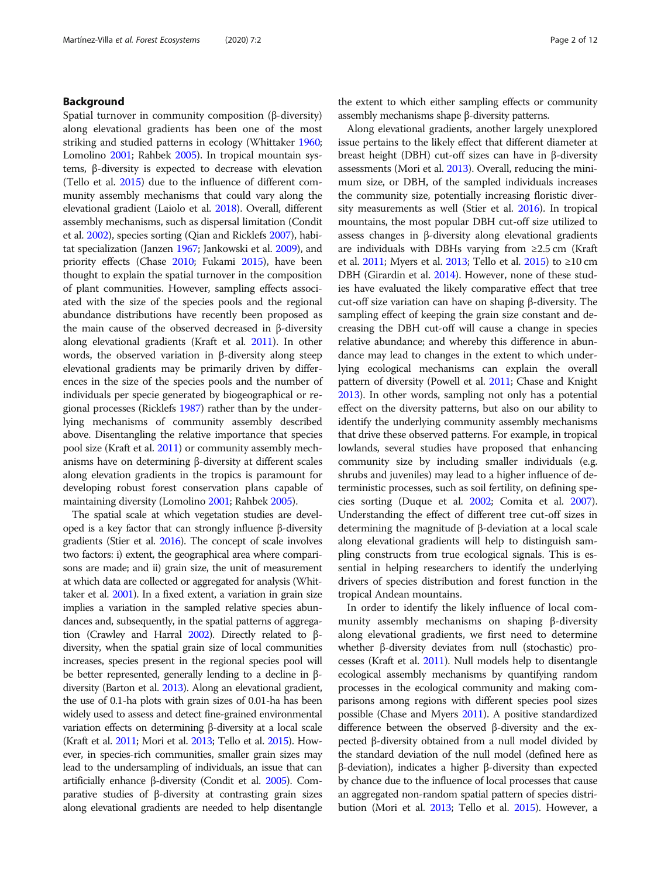## Background

Spatial turnover in community composition (β-diversity) along elevational gradients has been one of the most striking and studied patterns in ecology (Whittaker 1960; Lomolino 2001; Rahbek 2005). In tropical mountain systems, β-diversity is expected to decrease with elevation (Tello et al. 2015) due to the influence of different community assembly mechanisms that could vary along the elevational gradient (Laiolo et al. 2018). Overall, different assembly mechanisms, such as dispersal limitation (Condit et al. 2002), species sorting (Qian and Ricklefs 2007), habitat specialization (Janzen 1967; Jankowski et al. 2009), and priority effects (Chase 2010; Fukami 2015), have been thought to explain the spatial turnover in the composition of plant communities. However, sampling effects associated with the size of the species pools and the regional abundance distributions have recently been proposed as the main cause of the observed decreased in β-diversity along elevational gradients (Kraft et al. 2011). In other words, the observed variation in β-diversity along steep elevational gradients may be primarily driven by differences in the size of the species pools and the number of individuals per specie generated by biogeographical or regional processes (Ricklefs 1987) rather than by the underlying mechanisms of community assembly described above. Disentangling the relative importance that species pool size (Kraft et al. 2011) or community assembly mechanisms have on determining β-diversity at different scales along elevation gradients in the tropics is paramount for developing robust forest conservation plans capable of maintaining diversity (Lomolino 2001; Rahbek 2005).

The spatial scale at which vegetation studies are developed is a key factor that can strongly influence β-diversity gradients (Stier et al. 2016). The concept of scale involves two factors: i) extent, the geographical area where comparisons are made; and ii) grain size, the unit of measurement at which data are collected or aggregated for analysis (Whittaker et al. 2001). In a fixed extent, a variation in grain size implies a variation in the sampled relative species abundances and, subsequently, in the spatial patterns of aggregation (Crawley and Harral 2002). Directly related to β-diversity, when the spatial grain size of local communities increases, species present in the regional species pool will be better represented, generally leading to a decline in β-diversity (Barton et al. 2013). Along an elevational gradient, the use of 0.1-ha plots with grain sizes of 0.01-ha has been widely used to assess and detect fine-grained environmental variation effects on determining β-diversity at a local scale (Kraft et al. 2011; Mori et al. 2013; Tello et al. 2015). However, in species-rich communities, smaller grain sizes may lead to the undersampling of individuals, an issue that can artificially enhance β-diversity (Condit et al. 2005). Comparative studies of β-diversity at contrasting grain sizes along elevational gradients are needed to help disentangle the extent to which either sampling effects or community assembly mechanisms shape β-diversity patterns.

Along elevational gradients, another largely unexplored issue pertains to the likely effect that different diameter at breast height (DBH) cut-off sizes can have in β-diversity assessments (Mori et al. 2013). Overall, reducing the minimum size, or DBH, of the sampled individuals increases the community size, potentially increasing floristic diversity measurements as well (Stier et al. 2016). In tropical mountains, the most popular DBH cut-off size utilized to assess changes in β-diversity along elevational gradients are individuals with DBHs varying from ≥2.5 cm (Kraft et al. 2011; Myers et al. 2013; Tello et al. 2015) to ≥10 cm DBH (Girardin et al. 2014). However, none of these studies have evaluated the likely comparative effect that tree cut-off size variation can have on shaping β-diversity. The sampling effect of keeping the grain size constant and decreasing the DBH cut-off will cause a change in species relative abundance; and whereby this difference in abundance may lead to changes in the extent to which underlying ecological mechanisms can explain the overall pattern of diversity (Powell et al. 2011; Chase and Knight 2013). In other words, sampling not only has a potential effect on the diversity patterns, but also on our ability to identify the underlying community assembly mechanisms that drive these observed patterns. For example, in tropical lowlands, several studies have proposed that enhancing community size by including smaller individuals (e.g. shrubs and juveniles) may lead to a higher influence of deterministic processes, such as soil fertility, on defining species sorting (Duque et al. 2002; Comita et al. 2007). Understanding the effect of different tree cut-off sizes in determining the magnitude of β-deviation at a local scale along elevational gradients will help to distinguish sampling constructs from true ecological signals. This is essential in helping researchers to identify the underlying drivers of species distribution and forest function in the tropical Andean mountains.

In order to identify the likely influence of local community assembly mechanisms on shaping β-diversity along elevational gradients, we first need to determine whether β-diversity deviates from null (stochastic) processes (Kraft et al. 2011). Null models help to disentangle ecological assembly mechanisms by quantifying random processes in the ecological community and making comparisons among regions with different species pool sizes possible (Chase and Myers 2011). A positive standardized difference between the observed β-diversity and the expected β-diversity obtained from a null model divided by the standard deviation of the null model (defined here as β-deviation), indicates a higher β-diversity than expected by chance due to the influence of local processes that cause an aggregated non-random spatial pattern of species distribution (Mori et al. 2013; Tello et al. 2015). However, a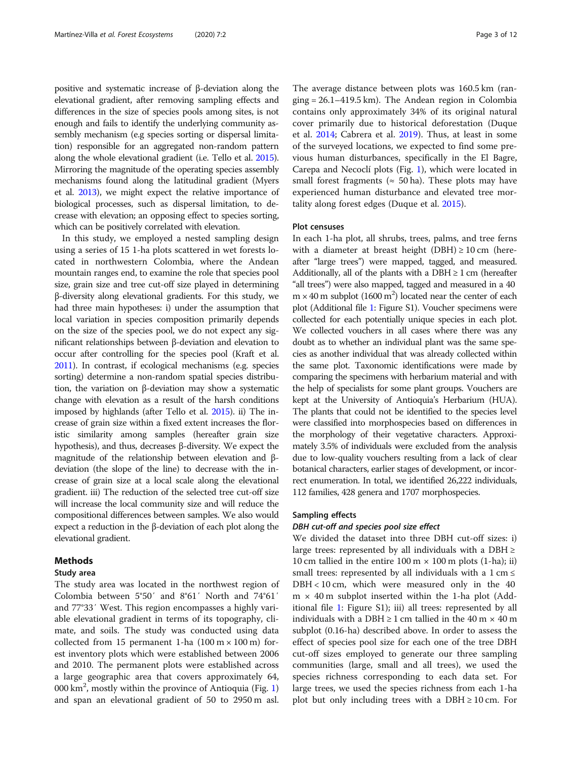positive and systematic increase of β-deviation along the elevational gradient, after removing sampling effects and differences in the size of species pools among sites, is not enough and fails to identify the underlying community assembly mechanism (e.g species sorting or dispersal limitation) responsible for an aggregated non-random pattern along the whole elevational gradient (i.e. Tello et al. 2015). Mirroring the magnitude of the operating species assembly mechanisms found along the latitudinal gradient (Myers et al. 2013), we might expect the relative importance of biological processes, such as dispersal limitation, to decrease with elevation; an opposing effect to species sorting, which can be positively correlated with elevation.

In this study, we employed a nested sampling design using a series of 15 1-ha plots scattered in wet forests located in northwestern Colombia, where the Andean mountain ranges end, to examine the role that species pool size, grain size and tree cut-off size played in determining β-diversity along elevational gradients. For this study, we had three main hypotheses: i) under the assumption that local variation in species composition primarily depends on the size of the species pool, we do not expect any significant relationships between β-deviation and elevation to occur after controlling for the species pool (Kraft et al. 2011). In contrast, if ecological mechanisms (e.g. species sorting) determine a non-random spatial species distribution, the variation on β-deviation may show a systematic change with elevation as a result of the harsh conditions imposed by highlands (after Tello et al. 2015). ii) The increase of grain size within a fixed extent increases the floristic similarity among samples (hereafter grain size hypothesis), and thus, decreases β-diversity. We expect the magnitude of the relationship between elevation and β-deviation (the slope of the line) to decrease with the increase of grain size at a local scale along the elevational gradient. iii) The reduction of the selected tree cut-off size will increase the local community size and will reduce the compositional differences between samples. We also would expect a reduction in the β-deviation of each plot along the elevational gradient.

## Methods

### Study area

The study area was located in the northwest region of Colombia between 5°50′ and 8°61′ North and 74°61′ and 77°33′ West. This region encompasses a highly variable elevational gradient in terms of its topography, climate, and soils. The study was conducted using data collected from 15 permanent 1-ha (100 m × 100 m) forest inventory plots which were established between 2006 and 2010. The permanent plots were established across a large geographic area that covers approximately 64,000 km$^2$, mostly within the province of Antioquia (Fig. 1) and span an elevational gradient of 50 to 2950 m asl. The average distance between plots was 160.5 km (ranging = 26.1–419.5 km). The Andean region in Colombia contains only approximately 34% of its original natural cover primarily due to historical deforestation (Duque et al. 2014; Cabrera et al. 2019). Thus, at least in some of the surveyed locations, we expected to find some previous human disturbances, specifically in the El Bagre, Carepa and Necoclí plots (Fig. 1), which were located in small forest fragments (≈ 50 ha). These plots may have experienced human disturbance and elevated tree mortality along forest edges (Duque et al. 2015).

### Plot censuses

In each 1-ha plot, all shrubs, trees, palms, and tree ferns with a diameter at breast height (DBH) ≥ 10 cm (hereafter "large trees") were mapped, tagged, and measured. Additionally, all of the plants with a DBH ≥ 1 cm (hereafter "all trees") were also mapped, tagged and measured in a 40 m × 40 m subplot (1600 m$^2$) located near the center of each plot (Additional file 1: Figure S1). Voucher specimens were collected for each potentially unique species in each plot. We collected vouchers in all cases where there was any doubt as to whether an individual plant was the same species as another individual that was already collected within the same plot. Taxonomic identifications were made by comparing the specimens with herbarium material and with the help of specialists for some plant groups. Vouchers are kept at the University of Antioquia's Herbarium (HUA). The plants that could not be identified to the species level were classified into morphospecies based on differences in the morphology of their vegetative characters. Approximately 3.5% of individuals were excluded from the analysis due to low-quality vouchers resulting from a lack of clear botanical characters, earlier stages of development, or incorrect enumeration. In total, we identified 26,222 individuals, 112 families, 428 genera and 1707 morphospecies.

### Sampling effects

#### *DBH cut-off and species pool size effect*

We divided the dataset into three DBH cut-off sizes: i) large trees: represented by all individuals with a DBH ≥ 10 cm tallied in the entire 100 m × 100 m plots (1-ha); ii) small trees: represented by all individuals with a 1 cm ≤ DBH < 10 cm, which were measured only in the 40 m × 40 m subplot inserted within the 1-ha plot (Additional file 1: Figure S1); iii) all trees: represented by all individuals with a DBH ≥ 1 cm tallied in the 40 m × 40 m subplot (0.16-ha) described above. In order to assess the effect of species pool size for each one of the tree DBH cut-off sizes employed to generate our three sampling communities (large, small and all trees), we used the species richness corresponding to each data set. For large trees, we used the species richness from each 1-ha plot but only including trees with a DBH ≥ 10 cm. For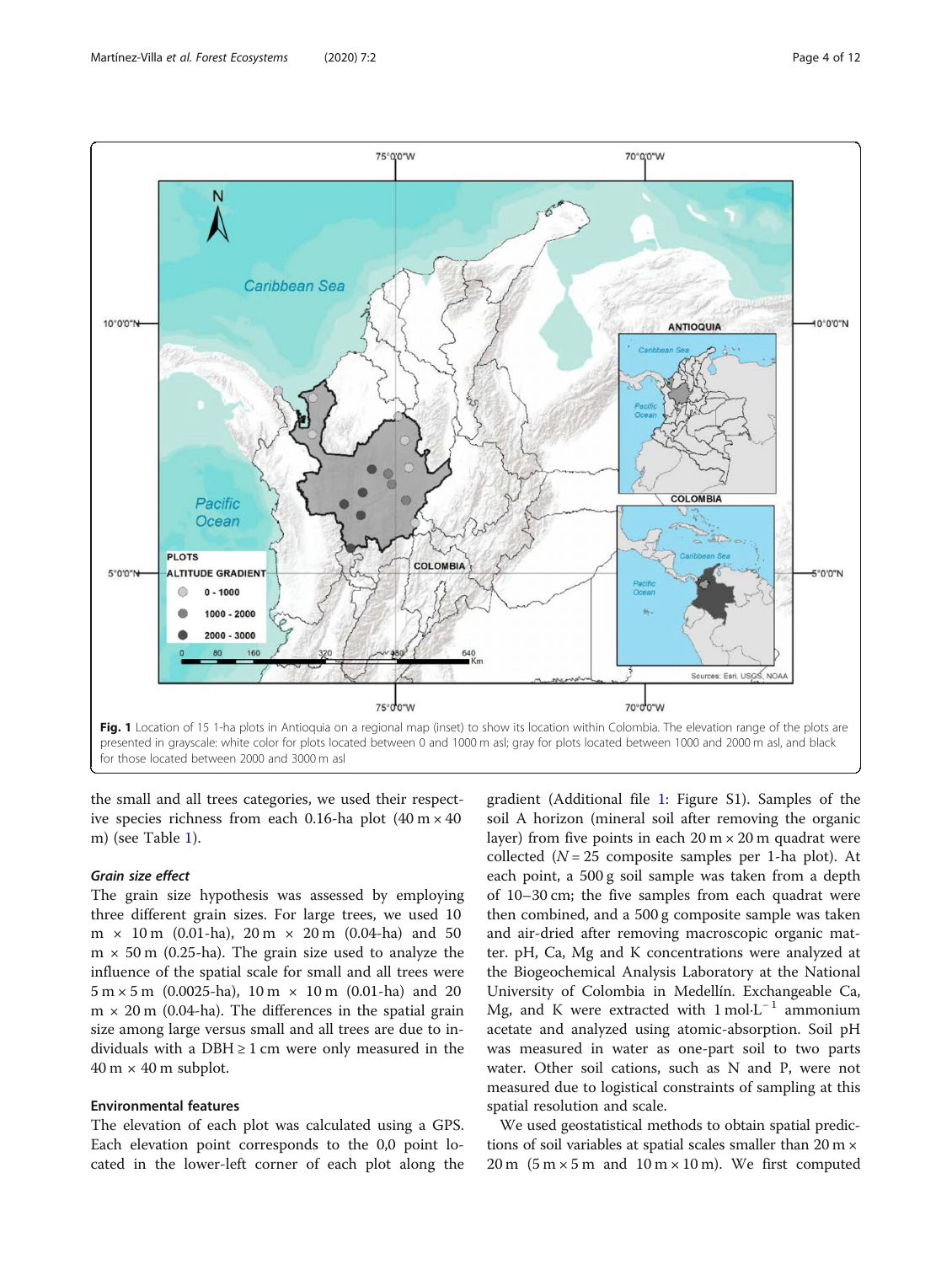Fig. 1 Location of 15 1-ha plots in Antioquia on a regional map (inset) to show its location within Colombia. The elevation range of the plots are presented in grayscale: white color for plots located between 0 and 1000 m asl; gray for plots located between 1000 and 2000 m asl, and black for those located between 2000 and 3000 m asl

the small and all trees categories, we used their respective species richness from each 0.16-ha plot (40 m × 40 m) (see Table 1).

#### Grain size effect

The grain size hypothesis was assessed by employing three different grain sizes. For large trees, we used 10 m × 10 m (0.01-ha), 20 m × 20 m (0.04-ha) and 50 m × 50 m (0.25-ha). The grain size used to analyze the influence of the spatial scale for small and all trees were 5 m × 5 m (0.0025-ha), 10 m × 10 m (0.01-ha) and 20 m × 20 m (0.04-ha). The differences in the spatial grain size among large versus small and all trees are due to individuals with a DBH ≥ 1 cm were only measured in the 40 m × 40 m subplot.

### Environmental features

The elevation of each plot was calculated using a GPS. Each elevation point corresponds to the 0,0 point located in the lower-left corner of each plot along the gradient (Additional file 1: Figure S1). Samples of the soil A horizon (mineral soil after removing the organic layer) from five points in each 20 m × 20 m quadrat were collected ($N = 25$ composite samples per 1-ha plot). At each point, a 500 g soil sample was taken from a depth of 10–30 cm; the five samples from each quadrat were then combined, and a 500 g composite sample was taken and air-dried after removing macroscopic organic matter. pH, Ca, Mg and K concentrations were analyzed at the Biogeochemical Analysis Laboratory at the National University of Colombia in Medellín. Exchangeable Ca, Mg, and K were extracted with $1\ \mathrm{mol{\cdot}L^{-1}}$ ammonium acetate and analyzed using atomic-absorption. Soil pH was measured in water as one-part soil to two parts water. Other soil cations, such as N and P, were not measured due to logistical constraints of sampling at this spatial resolution and scale.

We used geostatistical methods to obtain spatial predictions of soil variables at spatial scales smaller than 20 m × 20 m (5 m × 5 m and 10 m × 10 m). We first computed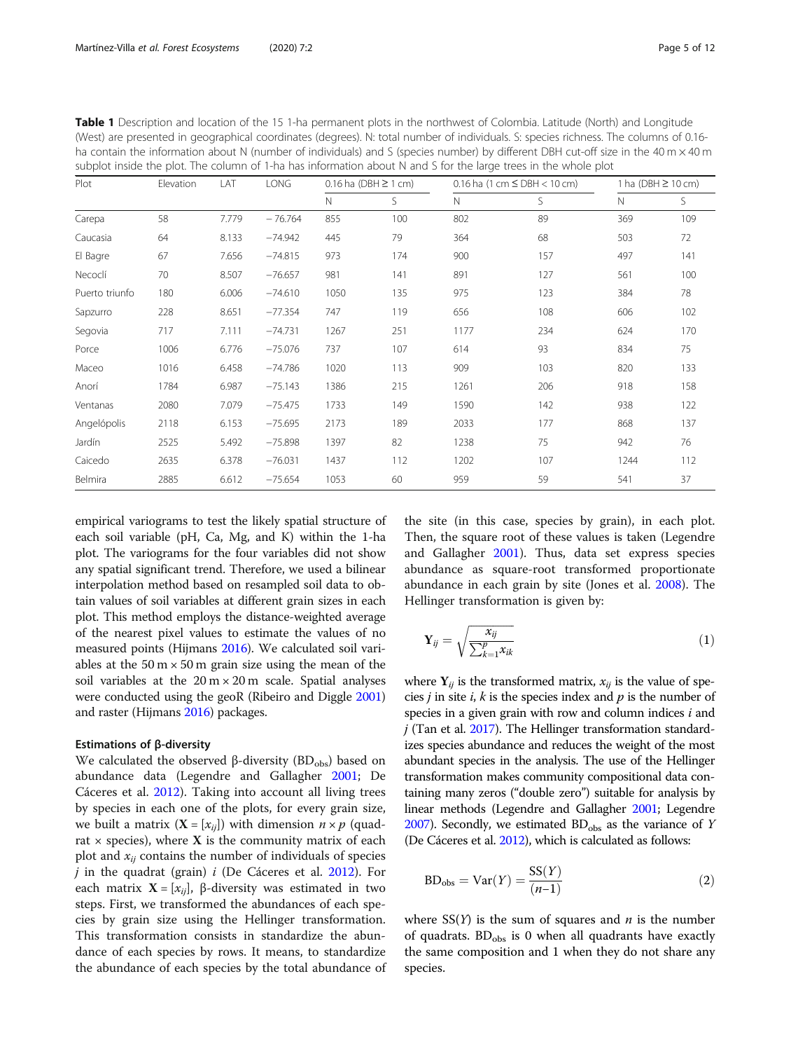**Table 1** Description and location of the 15 1-ha permanent plots in the northwest of Colombia. Latitude (North) and Longitude (West) are presented in geographical coordinates (degrees). N: total number of individuals. S: species richness. The columns of 0.16-ha contain the information about N (number of individuals) and S (species number) by different DBH cut-off size in the 40 m × 40 m subplot inside the plot. The column of 1-ha has information about N and S for the large trees in the whole plot

| Plot | Elevation | LAT | LONG | 0.16 ha (DBH ≥ 1 cm) | | 0.16 ha (1 cm ≤ DBH < 10 cm) | | 1 ha (DBH ≥ 10 cm) | |
|---|---|---|---|---|---|---|---|---|---|
| | | | | N | S | N | S | N | S |
| Carepa | 58 | 7.779 | − 76.764 | 855 | 100 | 802 | 89 | 369 | 109 |
| Caucasia | 64 | 8.133 | −74.942 | 445 | 79 | 364 | 68 | 503 | 72 |
| El Bagre | 67 | 7.656 | −74.815 | 973 | 174 | 900 | 157 | 497 | 141 |
| Necoclí | 70 | 8.507 | −76.657 | 981 | 141 | 891 | 127 | 561 | 100 |
| Puerto triunfo | 180 | 6.006 | −74.610 | 1050 | 135 | 975 | 123 | 384 | 78 |
| Sapzurro | 228 | 8.651 | −77.354 | 747 | 119 | 656 | 108 | 606 | 102 |
| Segovia | 717 | 7.111 | −74.731 | 1267 | 251 | 1177 | 234 | 624 | 170 |
| Porce | 1006 | 6.776 | −75.076 | 737 | 107 | 614 | 93 | 834 | 75 |
| Maceo | 1016 | 6.458 | −74.786 | 1020 | 113 | 909 | 103 | 820 | 133 |
| Anorí | 1784 | 6.987 | −75.143 | 1386 | 215 | 1261 | 206 | 918 | 158 |
| Ventanas | 2080 | 7.079 | −75.475 | 1733 | 149 | 1590 | 142 | 938 | 122 |
| Angelópolis | 2118 | 6.153 | −75.695 | 2173 | 189 | 2033 | 177 | 868 | 137 |
| Jardín | 2525 | 5.492 | −75.898 | 1397 | 82 | 1238 | 75 | 942 | 76 |
| Caicedo | 2635 | 6.378 | −76.031 | 1437 | 112 | 1202 | 107 | 1244 | 112 |
| Belmira | 2885 | 6.612 | −75.654 | 1053 | 60 | 959 | 59 | 541 | 37 |

empirical variograms to test the likely spatial structure of each soil variable (pH, Ca, Mg, and K) within the 1-ha plot. The variograms for the four variables did not show any spatial significant trend. Therefore, we used a bilinear interpolation method based on resampled soil data to obtain values of soil variables at different grain sizes in each plot. This method employs the distance-weighted average of the nearest pixel values to estimate the values of no measured points (Hijmans 2016). We calculated soil variables at the 50 m × 50 m grain size using the mean of the soil variables at the 20 m × 20 m scale. Spatial analyses were conducted using the geoR (Ribeiro and Diggle 2001) and raster (Hijmans 2016) packages.

### Estimations of β-diversity

We calculated the observed β-diversity ($BD_{obs}$) based on abundance data (Legendre and Gallagher 2001; De Cáceres et al. 2012). Taking into account all living trees by species in each one of the plots, for every grain size, we built a matrix ($\mathbf{X} = [x_{ij}]$) with dimension $n \times p$ (quadrat × species), where $\mathbf{X}$ is the community matrix of each plot and $x_{ij}$ contains the number of individuals of species $j$ in the quadrat (grain) $i$ (De Cáceres et al. 2012). For each matrix $\mathbf{X} = [x_{ij}]$, β-diversity was estimated in two steps. First, we transformed the abundances of each species by grain size using the Hellinger transformation. This transformation consists in standardize the abundance of each species by rows. It means, to standardize the abundance of each species by the total abundance of the site (in this case, species by grain), in each plot. Then, the square root of these values is taken (Legendre and Gallagher 2001). Thus, data set express species abundance as square-root transformed proportionate abundance in each grain by site (Jones et al. 2008). The Hellinger transformation is given by:

$$\mathbf{Y}_{ij} = \sqrt{\frac{x_{ij}}{\sum_{k=1}^{p} x_{ik}}} \tag{1}$$

where $\mathbf{Y}_{ij}$ is the transformed matrix, $x_{ij}$ is the value of species $j$ in site $i$, $k$ is the species index and $p$ is the number of species in a given grain with row and column indices $i$ and $j$ (Tan et al. 2017). The Hellinger transformation standardizes species abundance and reduces the weight of the most abundant species in the analysis. The use of the Hellinger transformation makes community compositional data containing many zeros ("double zero") suitable for analysis by linear methods (Legendre and Gallagher 2001; Legendre 2007). Secondly, we estimated $BD_{obs}$ as the variance of $Y$ (De Cáceres et al. 2012), which is calculated as follows:

$$BD_{obs} = \mathrm{Var}(Y) = \frac{SS(Y)}{(n-1)} \tag{2}$$

where $SS(Y)$ is the sum of squares and $n$ is the number of quadrats. $BD_{obs}$ is 0 when all quadrants have exactly the same composition and 1 when they do not share any species.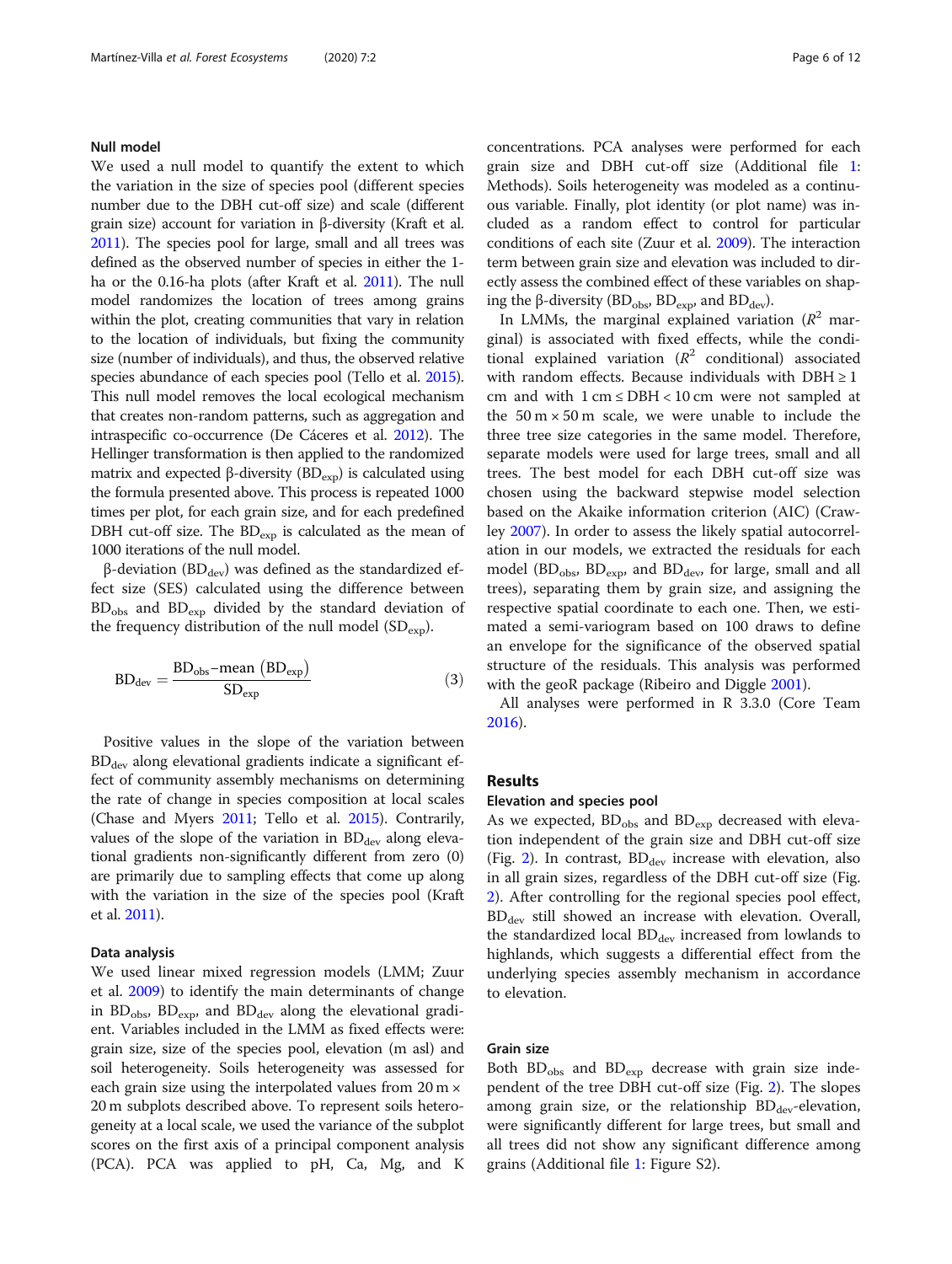### Null model

We used a null model to quantify the extent to which the variation in the size of species pool (different species number due to the DBH cut-off size) and scale (different grain size) account for variation in β-diversity (Kraft et al. 2011). The species pool for large, small and all trees was defined as the observed number of species in either the 1-ha or the 0.16-ha plots (after Kraft et al. 2011). The null model randomizes the location of trees among grains within the plot, creating communities that vary in relation to the location of individuals, but fixing the community size (number of individuals), and thus, the observed relative species abundance of each species pool (Tello et al. 2015). This null model removes the local ecological mechanism that creates non-random patterns, such as aggregation and intraspecific co-occurrence (De Cáceres et al. 2012). The Hellinger transformation is then applied to the randomized matrix and expected β-diversity ($BD_{exp}$) is calculated using the formula presented above. This process is repeated 1000 times per plot, for each grain size, and for each predefined DBH cut-off size. The $BD_{exp}$ is calculated as the mean of 1000 iterations of the null model.

β-deviation ($BD_{dev}$) was defined as the standardized effect size (SES) calculated using the difference between $BD_{obs}$ and $BD_{exp}$ divided by the standard deviation of the frequency distribution of the null model ($SD_{exp}$).

$$BD_{dev} = \frac{BD_{obs} - \text{mean}\left(BD_{exp}\right)}{SD_{exp}} \quad (3)$$

Positive values in the slope of the variation between $BD_{dev}$ along elevational gradients indicate a significant effect of community assembly mechanisms on determining the rate of change in species composition at local scales (Chase and Myers 2011; Tello et al. 2015). Contrarily, values of the slope of the variation in $BD_{dev}$ along elevational gradients non-significantly different from zero (0) are primarily due to sampling effects that come up along with the variation in the size of the species pool (Kraft et al. 2011).

### Data analysis

We used linear mixed regression models (LMM; Zuur et al. 2009) to identify the main determinants of change in $BD_{obs}$, $BD_{exp}$, and $BD_{dev}$ along the elevational gradient. Variables included in the LMM as fixed effects were: grain size, size of the species pool, elevation (m asl) and soil heterogeneity. Soils heterogeneity was assessed for each grain size using the interpolated values from 20 m × 20 m subplots described above. To represent soils heterogeneity at a local scale, we used the variance of the subplot scores on the first axis of a principal component analysis (PCA). PCA was applied to pH, Ca, Mg, and K concentrations. PCA analyses were performed for each grain size and DBH cut-off size (Additional file 1: Methods). Soils heterogeneity was modeled as a continuous variable. Finally, plot identity (or plot name) was included as a random effect to control for particular conditions of each site (Zuur et al. 2009). The interaction term between grain size and elevation was included to directly assess the combined effect of these variables on shaping the β-diversity ($BD_{obs}$, $BD_{exp}$, and $BD_{dev}$).

In LMMs, the marginal explained variation ($R^2$ marginal) is associated with fixed effects, while the conditional explained variation ($R^2$ conditional) associated with random effects. Because individuals with DBH ≥ 1 cm and with 1 cm ≤ DBH < 10 cm were not sampled at the 50 m × 50 m scale, we were unable to include the three tree size categories in the same model. Therefore, separate models were used for large trees, small and all trees. The best model for each DBH cut-off size was chosen using the backward stepwise model selection based on the Akaike information criterion (AIC) (Crawley 2007). In order to assess the likely spatial autocorrelation in our models, we extracted the residuals for each model ($BD_{obs}$, $BD_{exp}$, and $BD_{dev}$, for large, small and all trees), separating them by grain size, and assigning the respective spatial coordinate to each one. Then, we estimated a semi-variogram based on 100 draws to define an envelope for the significance of the observed spatial structure of the residuals. This analysis was performed with the geoR package (Ribeiro and Diggle 2001).

All analyses were performed in R 3.3.0 (Core Team 2016).

## Results

### Elevation and species pool

As we expected, $BD_{obs}$ and $BD_{exp}$ decreased with elevation independent of the grain size and DBH cut-off size (Fig. 2). In contrast, $BD_{dev}$ increase with elevation, also in all grain sizes, regardless of the DBH cut-off size (Fig. 2). After controlling for the regional species pool effect, $BD_{dev}$ still showed an increase with elevation. Overall, the standardized local $BD_{dev}$ increased from lowlands to highlands, which suggests a differential effect from the underlying species assembly mechanism in accordance to elevation.

### Grain size

Both $BD_{obs}$ and $BD_{exp}$ decrease with grain size independent of the tree DBH cut-off size (Fig. 2). The slopes among grain size, or the relationship $BD_{dev}$-elevation, were significantly different for large trees, but small and all trees did not show any significant difference among grains (Additional file 1: Figure S2).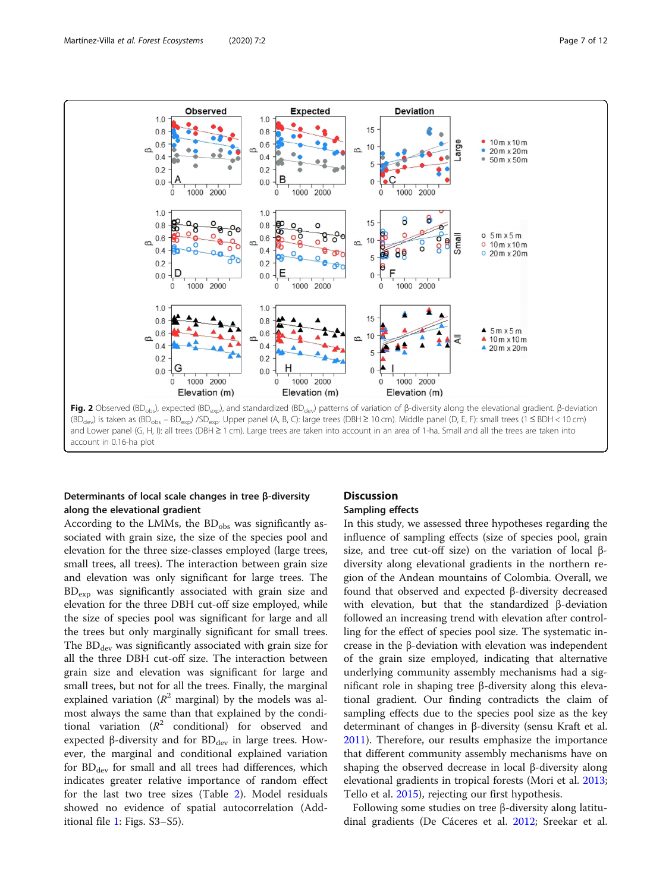**Fig. 2** Observed ($BD_{obs}$), expected ($BD_{exp}$), and standardized ($BD_{dev}$) patterns of variation of β-diversity along the elevational gradient. β-deviation ($BD_{dev}$) is taken as ($BD_{obs}$ – $BD_{exp}$) /$SD_{exp}$. Upper panel (A, B, C): large trees (DBH ≥ 10 cm). Middle panel (D, E, F): small trees (1 ≤ BDH < 10 cm) and Lower panel (G, H, I): all trees (DBH ≥ 1 cm). Large trees are taken into account in an area of 1-ha. Small and all the trees are taken into account in 0.16-ha plot

### Determinants of local scale changes in tree β-diversity along the elevational gradient

According to the LMMs, the $BD_{obs}$ was significantly associated with grain size, the size of the species pool and elevation for the three size-classes employed (large trees, small trees, all trees). The interaction between grain size and elevation was only significant for large trees. The $BD_{exp}$ was significantly associated with grain size and elevation for the three DBH cut-off size employed, while the size of species pool was significant for large and all the trees but only marginally significant for small trees. The $BD_{dev}$ was significantly associated with grain size for all the three DBH cut-off size. The interaction between grain size and elevation was significant for large and small trees, but not for all the trees. Finally, the marginal explained variation ($R^2$ marginal) by the models was almost always the same than that explained by the conditional variation ($R^2$ conditional) for observed and expected β-diversity and for $BD_{dev}$ in large trees. However, the marginal and conditional explained variation for $BD_{dev}$ for small and all trees had differences, which indicates greater relative importance of random effect for the last two tree sizes (Table 2). Model residuals showed no evidence of spatial autocorrelation (Additional file 1: Figs. S3–S5).

## Discussion

### Sampling effects

In this study, we assessed three hypotheses regarding the influence of sampling effects (size of species pool, grain size, and tree cut-off size) on the variation of local β-diversity along elevational gradients in the northern region of the Andean mountains of Colombia. Overall, we found that observed and expected β-diversity decreased with elevation, but that the standardized β-deviation followed an increasing trend with elevation after controlling for the effect of species pool size. The systematic increase in the β-deviation with elevation was independent of the grain size employed, indicating that alternative underlying community assembly mechanisms had a significant role in shaping tree β-diversity along this elevational gradient. Our finding contradicts the claim of sampling effects due to the species pool size as the key determinant of changes in β-diversity (sensu Kraft et al. 2011). Therefore, our results emphasize the importance that different community assembly mechanisms have on shaping the observed decrease in local β-diversity along elevational gradients in tropical forests (Mori et al. 2013; Tello et al. 2015), rejecting our first hypothesis.

Following some studies on tree β-diversity along latitudinal gradients (De Cáceres et al. 2012; Sreekar et al.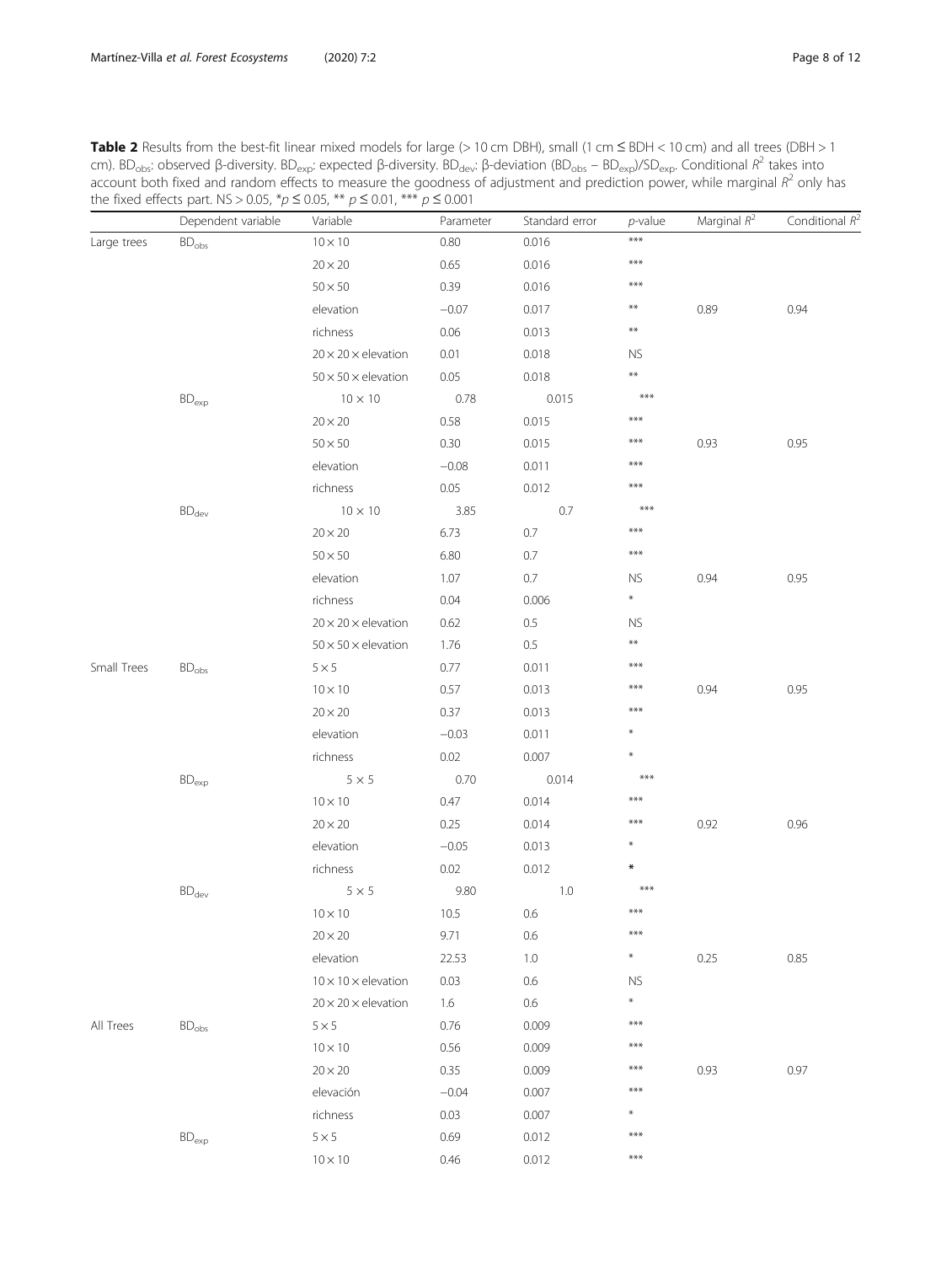**Table 2** Results from the best-fit linear mixed models for large (> 10 cm DBH), small (1 cm ≤ BDH < 10 cm) and all trees (DBH > 1 cm). $BD_{obs}$: observed β-diversity. $BD_{exp}$: expected β-diversity. $BD_{dev}$: β-deviation ($BD_{obs}$ – $BD_{exp}$)/$SD_{exp}$. Conditional $R^2$ takes into account both fixed and random effects to measure the goodness of adjustment and prediction power, while marginal $R^2$ only has the fixed effects part. NS > 0.05, *$p$ ≤ 0.05, ** $p$ ≤ 0.01, *** $p$ ≤ 0.001

| | Dependent variable | Variable | Parameter | Standard error | $p$-value | Marginal $R^2$ | Conditional $R^2$ |
|---|---|---|---|---|---|---|---|
| Large trees | $BD_{obs}$ | 10 × 10 | 0.80 | 0.016 | *** | | |
| | | 20 × 20 | 0.65 | 0.016 | *** | | |
| | | 50 × 50 | 0.39 | 0.016 | *** | | |
| | | elevation | −0.07 | 0.017 | ** | 0.89 | 0.94 |
| | | richness | 0.06 | 0.013 | ** | | |
| | | 20 × 20 × elevation | 0.01 | 0.018 | NS | | |
| | | 50 × 50 × elevation | 0.05 | 0.018 | ** | | |
| | $BD_{exp}$ | 10 × 10 | 0.78 | 0.015 | *** | | |
| | | 20 × 20 | 0.58 | 0.015 | *** | | |
| | | 50 × 50 | 0.30 | 0.015 | *** | 0.93 | 0.95 |
| | | elevation | −0.08 | 0.011 | *** | | |
| | | richness | 0.05 | 0.012 | *** | | |
| | $BD_{dev}$ | 10 × 10 | 3.85 | 0.7 | *** | | |
| | | 20 × 20 | 6.73 | 0.7 | *** | | |
| | | 50 × 50 | 6.80 | 0.7 | *** | | |
| | | elevation | 1.07 | 0.7 | NS | 0.94 | 0.95 |
| | | richness | 0.04 | 0.006 | * | | |
| | | 20 × 20 × elevation | 0.62 | 0.5 | NS | | |
| | | 50 × 50 × elevation | 1.76 | 0.5 | ** | | |
| Small Trees | $BD_{obs}$ | 5 × 5 | 0.77 | 0.011 | *** | | |
| | | 10 × 10 | 0.57 | 0.013 | *** | 0.94 | 0.95 |
| | | 20 × 20 | 0.37 | 0.013 | *** | | |
| | | elevation | −0.03 | 0.011 | * | | |
| | | richness | 0.02 | 0.007 | * | | |
| | $BD_{exp}$ | 5 × 5 | 0.70 | 0.014 | *** | | |
| | | 10 × 10 | 0.47 | 0.014 | *** | | |
| | | 20 × 20 | 0.25 | 0.014 | *** | 0.92 | 0.96 |
| | | elevation | −0.05 | 0.013 | * | | |
| | | richness | 0.02 | 0.012 | * | | |
| | $BD_{dev}$ | 5 × 5 | 9.80 | 1.0 | *** | | |
| | | 10 × 10 | 10.5 | 0.6 | *** | | |
| | | 20 × 20 | 9.71 | 0.6 | *** | | |
| | | elevation | 22.53 | 1.0 | * | 0.25 | 0.85 |
| | | 10 × 10 × elevation | 0.03 | 0.6 | NS | | |
| | | 20 × 20 × elevation | 1.6 | 0.6 | * | | |
| All Trees | $BD_{obs}$ | 5 × 5 | 0.76 | 0.009 | *** | | |
| | | 10 × 10 | 0.56 | 0.009 | *** | | |
| | | 20 × 20 | 0.35 | 0.009 | *** | 0.93 | 0.97 |
| | | elevación | −0.04 | 0.007 | *** | | |
| | | richness | 0.03 | 0.007 | * | | |
| | $BD_{exp}$ | 5 × 5 | 0.69 | 0.012 | *** | | |
| | | 10 × 10 | 0.46 | 0.012 | *** | | |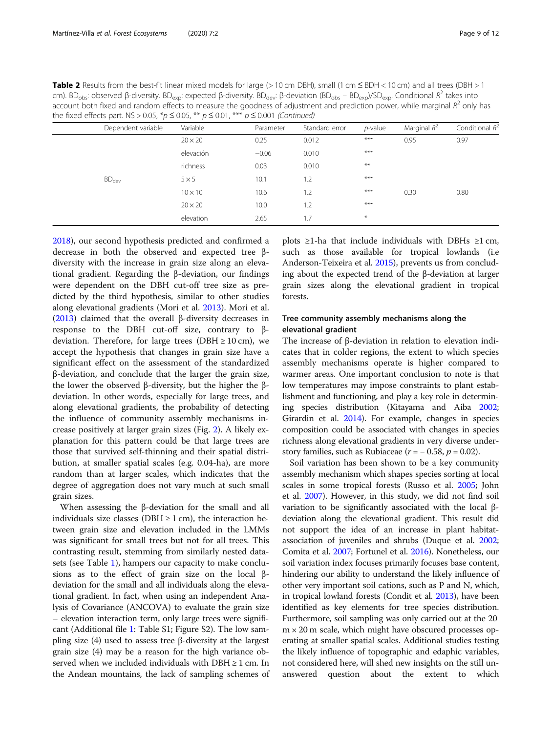**Table 2** Results from the best-fit linear mixed models for large (> 10 cm DBH), small (1 cm ≤ BDH < 10 cm) and all trees (DBH > 1 cm). $BD_{obs}$: observed β-diversity. $BD_{exp}$: expected β-diversity. $BD_{dev}$: β-deviation ($BD_{obs}$ – $BD_{exp}$)/$SD_{exp}$. Conditional $R^2$ takes into account both fixed and random effects to measure the goodness of adjustment and prediction power, while marginal $R^2$ only has the fixed effects part. NS > 0.05, *p ≤ 0.05, ** p ≤ 0.01, *** p ≤ 0.001 *(Continued)*

| | Dependent variable | Variable | Parameter | Standard error | *p*-value | Marginal $R^2$ | Conditional $R^2$ |
|---|---|---|---|---|---|---|---|
| | | 20 × 20 | 0.25 | 0.012 | *** | 0.95 | 0.97 |
| | | elevación | −0.06 | 0.010 | *** | | |
| | | richness | 0.03 | 0.010 | ** | | |
| | $BD_{dev}$ | 5 × 5 | 10.1 | 1.2 | *** | | |
| | | 10 × 10 | 10.6 | 1.2 | *** | 0.30 | 0.80 |
| | | 20 × 20 | 10.0 | 1.2 | *** | | |
| | | elevation | 2.65 | 1.7 | * | | |

2018), our second hypothesis predicted and confirmed a decrease in both the observed and expected tree β-diversity with the increase in grain size along an elevational gradient. Regarding the β-deviation, our findings were dependent on the DBH cut-off tree size as predicted by the third hypothesis, similar to other studies along elevational gradients (Mori et al. 2013). Mori et al. (2013) claimed that the overall β-diversity decreases in response to the DBH cut-off size, contrary to β-deviation. Therefore, for large trees (DBH ≥ 10 cm), we accept the hypothesis that changes in grain size have a significant effect on the assessment of the standardized β-deviation, and conclude that the larger the grain size, the lower the observed β-diversity, but the higher the β-deviation. In other words, especially for large trees, and along elevational gradients, the probability of detecting the influence of community assembly mechanisms increase positively at larger grain sizes (Fig. 2). A likely explanation for this pattern could be that large trees are those that survived self-thinning and their spatial distribution, at smaller spatial scales (e.g. 0.04-ha), are more random than at larger scales, which indicates that the degree of aggregation does not vary much at such small grain sizes.

When assessing the β-deviation for the small and all individuals size classes (DBH ≥ 1 cm), the interaction between grain size and elevation included in the LMMs was significant for small trees but not for all trees. This contrasting result, stemming from similarly nested datasets (see Table 1), hampers our capacity to make conclusions as to the effect of grain size on the local β-deviation for the small and all individuals along the elevational gradient. In fact, when using an independent Analysis of Covariance (ANCOVA) to evaluate the grain size – elevation interaction term, only large trees were significant (Additional file 1: Table S1; Figure S2). The low sampling size (4) used to assess tree β-diversity at the largest grain size (4) may be a reason for the high variance observed when we included individuals with DBH ≥ 1 cm. In the Andean mountains, the lack of sampling schemes of plots ≥1-ha that include individuals with DBHs ≥1 cm, such as those available for tropical lowlands (i.e Anderson-Teixeira et al. 2015), prevents us from concluding about the expected trend of the β-deviation at larger grain sizes along the elevational gradient in tropical forests.

### Tree community assembly mechanisms along the elevational gradient

The increase of β-deviation in relation to elevation indicates that in colder regions, the extent to which species assembly mechanisms operate is higher compared to warmer areas. One important conclusion to note is that low temperatures may impose constraints to plant establishment and functioning, and play a key role in determining species distribution (Kitayama and Aiba 2002; Girardin et al. 2014). For example, changes in species composition could be associated with changes in species richness along elevational gradients in very diverse understory families, such as Rubiaceae ($r = -0.58$, $p = 0.02$).

Soil variation has been shown to be a key community assembly mechanism which shapes species sorting at local scales in some tropical forests (Russo et al. 2005; John et al. 2007). However, in this study, we did not find soil variation to be significantly associated with the local β-deviation along the elevational gradient. This result did not support the idea of an increase in plant habitat-association of juveniles and shrubs (Duque et al. 2002; Comita et al. 2007; Fortunel et al. 2016). Nonetheless, our soil variation index focuses primarily focuses base content, hindering our ability to understand the likely influence of other very important soil cations, such as P and N, which, in tropical lowland forests (Condit et al. 2013), have been identified as key elements for tree species distribution. Furthermore, soil sampling was only carried out at the 20 m × 20 m scale, which might have obscured processes operating at smaller spatial scales. Additional studies testing the likely influence of topographic and edaphic variables, not considered here, will shed new insights on the still unanswered question about the extent to which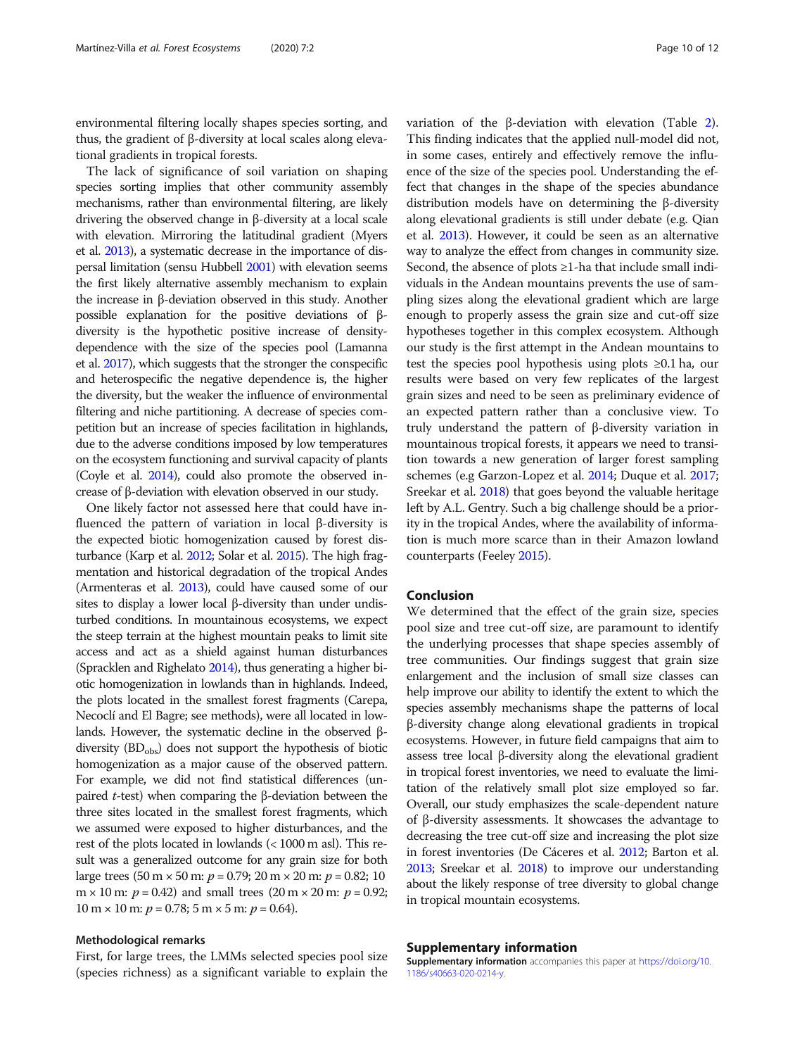environmental filtering locally shapes species sorting, and thus, the gradient of β-diversity at local scales along elevational gradients in tropical forests.

The lack of significance of soil variation on shaping species sorting implies that other community assembly mechanisms, rather than environmental filtering, are likely drivering the observed change in β-diversity at a local scale with elevation. Mirroring the latitudinal gradient (Myers et al. 2013), a systematic decrease in the importance of dispersal limitation (sensu Hubbell 2001) with elevation seems the first likely alternative assembly mechanism to explain the increase in β-deviation observed in this study. Another possible explanation for the positive deviations of β-diversity is the hypothetic positive increase of density-dependence with the size of the species pool (Lamanna et al. 2017), which suggests that the stronger the conspecific and heterospecific the negative dependence is, the higher the diversity, but the weaker the influence of environmental filtering and niche partitioning. A decrease of species competition but an increase of species facilitation in highlands, due to the adverse conditions imposed by low temperatures on the ecosystem functioning and survival capacity of plants (Coyle et al. 2014), could also promote the observed increase of β-deviation with elevation observed in our study.

One likely factor not assessed here that could have influenced the pattern of variation in local β-diversity is the expected biotic homogenization caused by forest disturbance (Karp et al. 2012; Solar et al. 2015). The high fragmentation and historical degradation of the tropical Andes (Armenteras et al. 2013), could have caused some of our sites to display a lower local β-diversity than under undisturbed conditions. In mountainous ecosystems, we expect the steep terrain at the highest mountain peaks to limit site access and act as a shield against human disturbances (Spracklen and Righelato 2014), thus generating a higher biotic homogenization in lowlands than in highlands. Indeed, the plots located in the smallest forest fragments (Carepa, Necoclí and El Bagre; see methods), were all located in lowlands. However, the systematic decline in the observed β-diversity ($BD_{obs}$) does not support the hypothesis of biotic homogenization as a major cause of the observed pattern. For example, we did not find statistical differences (unpaired *t*-test) when comparing the β-deviation between the three sites located in the smallest forest fragments, which we assumed were exposed to higher disturbances, and the rest of the plots located in lowlands (< 1000 m asl). This result was a generalized outcome for any grain size for both large trees (50 m × 50 m: $p = 0.79$; 20 m × 20 m: $p = 0.82$; 10 m × 10 m: $p = 0.42$) and small trees (20 m × 20 m: $p = 0.92$; 10 m × 10 m: $p = 0.78$; 5 m × 5 m: $p = 0.64$).

### Methodological remarks

First, for large trees, the LMMs selected species pool size (species richness) as a significant variable to explain the variation of the β-deviation with elevation (Table 2). This finding indicates that the applied null-model did not, in some cases, entirely and effectively remove the influence of the size of the species pool. Understanding the effect that changes in the shape of the species abundance distribution models have on determining the β-diversity along elevational gradients is still under debate (e.g. Qian et al. 2013). However, it could be seen as an alternative way to analyze the effect from changes in community size. Second, the absence of plots ≥1-ha that include small individuals in the Andean mountains prevents the use of sampling sizes along the elevational gradient which are large enough to properly assess the grain size and cut-off size hypotheses together in this complex ecosystem. Although our study is the first attempt in the Andean mountains to test the species pool hypothesis using plots ≥0.1 ha, our results were based on very few replicates of the largest grain sizes and need to be seen as preliminary evidence of an expected pattern rather than a conclusive view. To truly understand the pattern of β-diversity variation in mountainous tropical forests, it appears we need to transition towards a new generation of larger forest sampling schemes (e.g Garzon-Lopez et al. 2014; Duque et al. 2017; Sreekar et al. 2018) that goes beyond the valuable heritage left by A.L. Gentry. Such a big challenge should be a priority in the tropical Andes, where the availability of information is much more scarce than in their Amazon lowland counterparts (Feeley 2015).

## Conclusion

We determined that the effect of the grain size, species pool size and tree cut-off size, are paramount to identify the underlying processes that shape species assembly of tree communities. Our findings suggest that grain size enlargement and the inclusion of small size classes can help improve our ability to identify the extent to which the species assembly mechanisms shape the patterns of local β-diversity change along elevational gradients in tropical ecosystems. However, in future field campaigns that aim to assess tree local β-diversity along the elevational gradient in tropical forest inventories, we need to evaluate the limitation of the relatively small plot size employed so far. Overall, our study emphasizes the scale-dependent nature of β-diversity assessments. It showcases the advantage to decreasing the tree cut-off size and increasing the plot size in forest inventories (De Cáceres et al. 2012; Barton et al. 2013; Sreekar et al. 2018) to improve our understanding about the likely response of tree diversity to global change in tropical mountain ecosystems.

## Supplementary information

**Supplementary information** accompanies this paper at https://doi.org/10.1186/s40663-020-0214-y.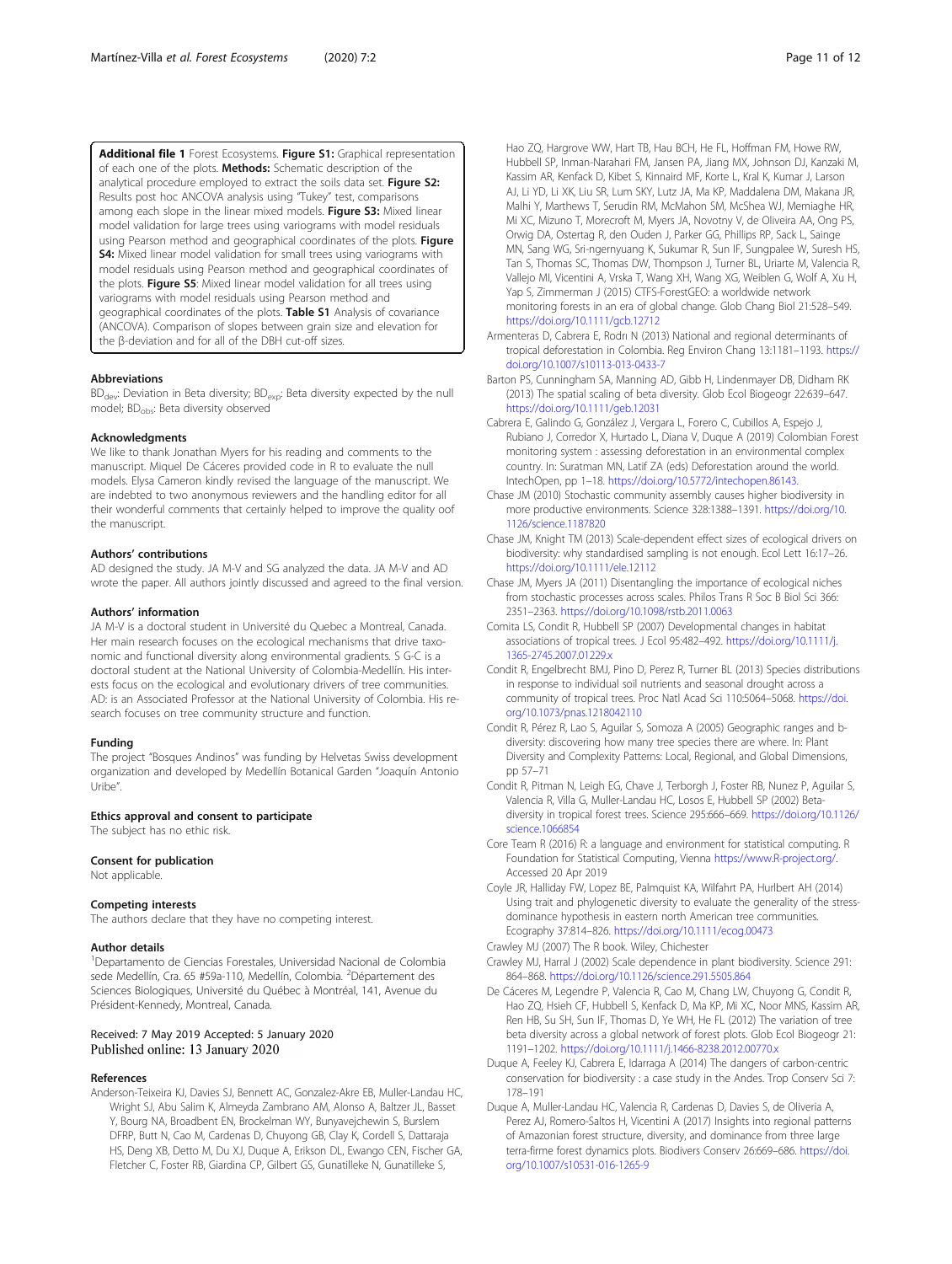**Additional file 1** Forest Ecosystems. **Figure S1:** Graphical representation of each one of the plots. **Methods:** Schematic description of the analytical procedure employed to extract the soils data set. **Figure S2:** Results post hoc ANCOVA analysis using "Tukey" test, comparisons among each slope in the linear mixed models. **Figure S3:** Mixed linear model validation for large trees using variograms with model residuals using Pearson method and geographical coordinates of the plots. **Figure S4:** Mixed linear model validation for small trees using variograms with model residuals using Pearson method and geographical coordinates of the plots. **Figure S5**: Mixed linear model validation for all trees using variograms with model residuals using Pearson method and geographical coordinates of the plots. **Table S1** Analysis of covariance (ANCOVA). Comparison of slopes between grain size and elevation for the β-deviation and for all of the DBH cut-off sizes.

### Abbreviations

$BD_{dev}$: Deviation in Beta diversity; $BD_{exp}$: Beta diversity expected by the null model; $BD_{obs}$: Beta diversity observed

### Acknowledgments

We like to thank Jonathan Myers for his reading and comments to the manuscript. Miquel De Cáceres provided code in R to evaluate the null models. Elysa Cameron kindly revised the language of the manuscript. We are indebted to two anonymous reviewers and the handling editor for all their wonderful comments that certainly helped to improve the quality oof the manuscript.

### Authors' contributions

AD designed the study. JA M-V and SG analyzed the data. JA M-V and AD wrote the paper. All authors jointly discussed and agreed to the final version.

### Authors' information

JA M-V is a doctoral student in Université du Quebec a Montreal, Canada. Her main research focuses on the ecological mechanisms that drive taxonomic and functional diversity along environmental gradients. S G-C is a doctoral student at the National University of Colombia-Medellín. His interests focus on the ecological and evolutionary drivers of tree communities. AD: is an Associated Professor at the National University of Colombia. His research focuses on tree community structure and function.

### Funding

The project "Bosques Andinos" was funding by Helvetas Swiss development organization and developed by Medellín Botanical Garden "Joaquín Antonio Uribe".

### Ethics approval and consent to participate

The subject has no ethic risk.

### Consent for publication

Not applicable.

### Competing interests

The authors declare that they have no competing interest.

### Author details

[1]Departamento de Ciencias Forestales, Universidad Nacional de Colombia sede Medellín, Cra. 65 #59a-110, Medellín, Colombia. [2]Département des Sciences Biologiques, Université du Québec à Montréal, 141, Avenue du Président-Kennedy, Montreal, Canada.

Received: 7 May 2019 Accepted: 5 January 2020
Published online: 13 January 2020

### References

Anderson-Teixeira KJ, Davies SJ, Bennett AC, Gonzalez-Akre EB, Muller-Landau HC, Wright SJ, Abu Salim K, Almeyda Zambrano AM, Alonso A, Baltzer JL, Basset Y, Bourg NA, Broadbent EN, Brockelman WY, Bunyavejchewin S, Burslem DFRP, Butt N, Cao M, Cardenas D, Chuyong GB, Clay K, Cordell S, Dattaraja HS, Deng XB, Detto M, Du XJ, Duque A, Erikson DL, Ewango CEN, Fischer GA, Fletcher C, Foster RB, Giardina CP, Gilbert GS, Gunatilleke N, Gunatilleke S, Hao ZQ, Hargrove WW, Hart TB, Hau BCH, He FL, Hoffman FM, Howe RW, Hubbell SP, Inman-Narahari FM, Jansen PA, Jiang MX, Johnson DJ, Kanzaki M, Kassim AR, Kenfack D, Kibet S, Kinnaird MF, Korte L, Kral K, Kumar J, Larson AJ, Li YD, Li XK, Liu SR, Lum SKY, Lutz JA, Ma KP, Maddalena DM, Makana JR, Malhi Y, Marthews T, Serudin RM, McMahon SM, McShea WJ, Memiaghe HR, Mi XC, Mizuno T, Morecroft M, Myers JA, Novotny V, de Oliveira AA, Ong PS, Orwig DA, Ostertag R, den Ouden J, Parker GG, Phillips RP, Sack L, Sainge MN, Sang WG, Sri-ngernyuang K, Sukumar R, Sun IF, Sungpalee W, Suresh HS, Tan S, Thomas SC, Thomas DW, Thompson J, Turner BL, Uriarte M, Valencia R, Vallejo MI, Vicentini A, Vrska T, Wang XH, Wang XG, Weiblen G, Wolf A, Xu H, Yap S, Zimmerman J (2015) CTFS-ForestGEO: a worldwide network monitoring forests in an era of global change. Glob Chang Biol 21:528–549. https://doi.org/10.1111/gcb.12712

Armenteras D, Cabrera E, Rodrı N (2013) National and regional determinants of tropical deforestation in Colombia. Reg Environ Chang 13:1181–1193. https://doi.org/10.1007/s10113-013-0433-7

Barton PS, Cunningham SA, Manning AD, Gibb H, Lindenmayer DB, Didham RK (2013) The spatial scaling of beta diversity. Glob Ecol Biogeogr 22:639–647. https://doi.org/10.1111/geb.12031

Cabrera E, Galindo G, González J, Vergara L, Forero C, Cubillos A, Espejo J, Rubiano J, Corredor X, Hurtado L, Diana V, Duque A (2019) Colombian Forest monitoring system : assessing deforestation in an environmental complex country. In: Suratman MN, Latif ZA (eds) Deforestation around the world. IntechOpen, pp 1–18. https://doi.org/10.5772/intechopen.86143.

Chase JM (2010) Stochastic community assembly causes higher biodiversity in more productive environments. Science 328:1388–1391. https://doi.org/10.1126/science.1187820

Chase JM, Knight TM (2013) Scale-dependent effect sizes of ecological drivers on biodiversity: why standardised sampling is not enough. Ecol Lett 16:17–26. https://doi.org/10.1111/ele.12112

Chase JM, Myers JA (2011) Disentangling the importance of ecological niches from stochastic processes across scales. Philos Trans R Soc B Biol Sci 366: 2351–2363. https://doi.org/10.1098/rstb.2011.0063

Comita LS, Condit R, Hubbell SP (2007) Developmental changes in habitat associations of tropical trees. J Ecol 95:482–492. https://doi.org/10.1111/j.1365-2745.2007.01229.x

Condit R, Engelbrecht BMJ, Pino D, Perez R, Turner BL (2013) Species distributions in response to individual soil nutrients and seasonal drought across a community of tropical trees. Proc Natl Acad Sci 110:5064–5068. https://doi.org/10.1073/pnas.1218042110

Condit R, Pérez R, Lao S, Aguilar S, Somoza A (2005) Geographic ranges and b-diversity: discovering how many tree species there are where. In: Plant Diversity and Complexity Patterns: Local, Regional, and Global Dimensions, pp 57–71

Condit R, Pitman N, Leigh EG, Chave J, Terborgh J, Foster RB, Nunez P, Aguilar S, Valencia R, Villa G, Muller-Landau HC, Losos E, Hubbell SP (2002) Beta-diversity in tropical forest trees. Science 295:666–669. https://doi.org/10.1126/science.1066854

Core Team R (2016) R: a language and environment for statistical computing. R Foundation for Statistical Computing, Vienna https://www.R-project.org/. Accessed 20 Apr 2019

Coyle JR, Halliday FW, Lopez BE, Palmquist KA, Wilfahrt PA, Hurlbert AH (2014) Using trait and phylogenetic diversity to evaluate the generality of the stress-dominance hypothesis in eastern north American tree communities. Ecography 37:814–826. https://doi.org/10.1111/ecog.00473

Crawley MJ (2007) The R book. Wiley, Chichester

Crawley MJ, Harral J (2002) Scale dependence in plant biodiversity. Science 291: 864–868. https://doi.org/10.1126/science.291.5505.864

De Cáceres M, Legendre P, Valencia R, Cao M, Chang LW, Chuyong G, Condit R, Hao ZQ, Hsieh CF, Hubbell S, Kenfack D, Ma KP, Mi XC, Noor MNS, Kassim AR, Ren HB, Su SH, Sun IF, Thomas D, Ye WH, He FL (2012) The variation of tree beta diversity across a global network of forest plots. Glob Ecol Biogeogr 21: 1191–1202. https://doi.org/10.1111/j.1466-8238.2012.00770.x

Duque A, Feeley KJ, Cabrera E, Idarraga A (2014) The dangers of carbon-centric conservation for biodiversity : a case study in the Andes. Trop Conserv Sci 7: 178–191

Duque A, Muller-Landau HC, Valencia R, Cardenas D, Davies S, de Oliveria A, Perez AJ, Romero-Saltos H, Vicentini A (2017) Insights into regional patterns of Amazonian forest structure, diversity, and dominance from three large terra-firme forest dynamics plots. Biodivers Conserv 26:669–686. https://doi.org/10.1007/s10531-016-1265-9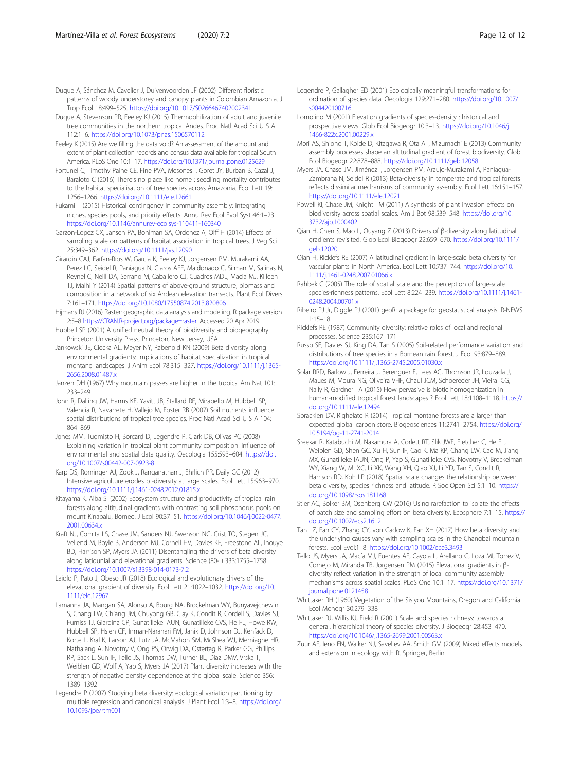Duque A, Sánchez M, Cavelier J, Duivenvoorden JF (2002) Different floristic patterns of woody understorey and canopy plants in Colombian Amazonia. J Trop Ecol 18:499–525. https://doi.org/10.1017/S0266467402002341

Duque A, Stevenson PR, Feeley KJ (2015) Thermophilization of adult and juvenile tree communities in the northern tropical Andes. Proc Natl Acad Sci U S A 112:1–6. https://doi.org/10.1073/pnas.1506570112

Feeley K (2015) Are we filling the data void? An assessment of the amount and extent of plant collection records and census data available for tropical South America. PLoS One 10:1–17. https://doi.org/10.1371/journal.pone.0125629

Fortunel C, Timothy Paine CE, Fine PVA, Mesones I, Goret JY, Burban B, Cazal J, Baraloto C (2016) There's no place like home : seedling mortality contributes to the habitat specialisation of tree species across Amazonia. Ecol Lett 19: 1256–1266. https://doi.org/10.1111/ele.12661

Fukami T (2015) Historical contingency in community assembly: integrating niches, species pools, and priority effects. Annu Rev Ecol Evol Syst 46:1–23. https://doi.org/10.1146/annurev-ecolsys-110411-160340

Garzon-Lopez CX, Jansen PA, Bohlman SA, Ordonez A, Olff H (2014) Effects of sampling scale on patterns of habitat association in tropical trees. J Veg Sci 25:349–362. https://doi.org/10.1111/jvs.12090

Girardin CAJ, Farfan-Rios W, Garcia K, Feeley KJ, Jorgensen PM, Murakami AA, Perez LC, Seidel R, Paniagua N, Claros AFF, Maldonado C, Silman M, Salinas N, Reynel C, Neill DA, Serrano M, Caballero CJ, Cuadros MDL, Macia MJ, Killeen TJ, Malhi Y (2014) Spatial patterns of above-ground structure, biomass and composition in a network of six Andean elevation transects. Plant Ecol Divers 7:161–171. https://doi.org/10.1080/17550874.2013.820806

Hijmans RJ (2016) Raster: geographic data analysis and modeling. R package version 2.5–8 https://CRAN.R-project.org/package=raster. Accessed 20 Apr 2019

Hubbell SP (2001) A unified neutral theory of biodiversity and biogeography. Princeton University Press, Princeton, New Jersey, USA

Jankowski JE, Ciecka AL, Meyer NY, Rabenold KN (2009) Beta diversity along environmental gradients: implications of habitat specialization in tropical montane landscapes. J Anim Ecol 78:315–327. https://doi.org/10.1111/j.1365-2656.2008.01487.x

Janzen DH (1967) Why mountain passes are higher in the tropics. Am Nat 101: 233–249

John R, Dalling JW, Harms KE, Yavitt JB, Stallard RF, Mirabello M, Hubbell SP, Valencia R, Navarrete H, Vallejo M, Foster RB (2007) Soil nutrients influence spatial distributions of tropical tree species. Proc Natl Acad Sci U S A 104: 864–869

Jones MM, Tuomisto H, Borcard D, Legendre P, Clark DB, Olivas PC (2008) Explaining variation in tropical plant community composition: influence of environmental and spatial data quality. Oecologia 155:593–604. https://doi.org/10.1007/s00442-007-0923-8

Karp DS, Rominger AJ, Zook J, Ranganathan J, Ehrlich PR, Daily GC (2012) Intensive agriculture erodes b -diversity at large scales. Ecol Lett 15:963–970. https://doi.org/10.1111/j.1461-0248.2012.01815.x

Kitayama K, Aiba SI (2002) Ecosystem structure and productivity of tropical rain forests along altitudinal gradients with contrasting soil phosphorus pools on mount Kinabalu, Borneo. J Ecol 90:37–51. https://doi.org/10.1046/j.0022-0477.2001.00634.x

Kraft NJ, Comita LS, Chase JM, Sanders NJ, Swenson NG, Crist TO, Stegen JC, Vellend M, Boyle B, Anderson MJ, Cornell HV, Davies KF, Freestone AL, Inouye BD, Harrison SP, Myers JA (2011) Disentangling the drivers of beta diversity along latitudinal and elevational gradients. Science (80- ) 333:1755–1758. https://doi.org/10.1007/s13398-014-0173-7.2

Laiolo P, Pato J, Obeso JR (2018) Ecological and evolutionary drivers of the elevational gradient of diversity. Ecol Lett 21:1022–1032. https://doi.org/10.1111/ele.12967

Lamanna JA, Mangan SA, Alonso A, Bourg NA, Brockelman WY, Bunyavejchewin S, Chang LW, Chiang JM, Chuyong GB, Clay K, Condit R, Cordell S, Davies SJ, Furniss TJ, Giardina CP, Gunatilleke IAUN, Gunatilleke CVS, He FL, Howe RW, Hubbell SP, Hsieh CF, Inman-Narahari FM, Janik D, Johnson DJ, Kenfack D, Korte L, Kral K, Larson AJ, Lutz JA, McMahon SM, McShea WJ, Memiaghe HR, Nathalang A, Novotny V, Ong PS, Orwig DA, Ostertag R, Parker GG, Phillips RP, Sack L, Sun IF, Tello JS, Thomas DW, Turner BL, Diaz DMV, Vrska T, Weiblen GD, Wolf A, Yap S, Myers JA (2017) Plant diversity increases with the strength of negative density dependence at the global scale. Science 356: 1389–1392

Legendre P (2007) Studying beta diversity: ecological variation partitioning by multiple regression and canonical analysis. J Plant Ecol 1:3–8. https://doi.org/10.1093/jpe/rtm001

Legendre P, Gallagher ED (2001) Ecologically meaningful transformations for ordination of species data. Oecologia 129:271–280. https://doi.org/10.1007/s004420100716

Lomolino M (2001) Elevation gradients of species-density : historical and prospective views. Glob Ecol Biogeogr 10:3–13. https://doi.org/10.1046/j.1466-822x.2001.00229.x

Mori AS, Shiono T, Koide D, Kitagawa R, Ota AT, Mizumachi E (2013) Community assembly processes shape an altitudinal gradient of forest biodiversity. Glob Ecol Biogeogr 22:878–888. https://doi.org/10.1111/geb.12058

Myers JA, Chase JM, Jiménez I, Jorgensen PM, Araujo-Murakami A, Paniagua-Zambrana N, Seidel R (2013) Beta-diversity in temperate and tropical forests reflects dissimilar mechanisms of community assembly. Ecol Lett 16:151–157. https://doi.org/10.1111/ele.12021

Powell KI, Chase JM, Knight TM (2011) A synthesis of plant invasion effects on biodiversity across spatial scales. Am J Bot 98:539–548. https://doi.org/10.3732/ajb.1000402

Qian H, Chen S, Mao L, Ouyang Z (2013) Drivers of β-diversity along latitudinal gradients revisited. Glob Ecol Biogeogr 22:659–670. https://doi.org/10.1111/geb.12020

Qian H, Ricklefs RE (2007) A latitudinal gradient in large-scale beta diversity for vascular plants in North America. Ecol Lett 10:737–744. https://doi.org/10.1111/j.1461-0248.2007.01066.x

Rahbek C (2005) The role of spatial scale and the perception of large-scale species-richness patterns. Ecol Lett 8:224–239. https://doi.org/10.1111/j.1461-0248.2004.00701.x

Ribeiro PJ Jr, Diggle PJ (2001) geoR: a package for geostatistical analysis. R-NEWS 1:15–18

Ricklefs RE (1987) Community diversity: relative roles of local and regional processes. Science 235:167–171

Russo SE, Davies SJ, King DA, Tan S (2005) Soil-related performance variation and distributions of tree species in a Bornean rain forest. J Ecol 93:879–889. https://doi.org/10.1111/j.1365-2745.2005.01030.x

Solar RRD, Barlow J, Ferreira J, Berenguer E, Lees AC, Thomson JR, Louzada J, Maues M, Moura NG, Oliveira VHF, Chaul JCM, Schoereder JH, Vieira ICG, Nally R, Gardner TA (2015) How pervasive is biotic homogenization in human-modified tropical forest landscapes ? Ecol Lett 18:1108–1118. https://doi.org/10.1111/ele.12494

Spracklen DV, Righelato R (2014) Tropical montane forests are a larger than expected global carbon store. Biogeosciences 11:2741–2754. https://doi.org/10.5194/bg-11-2741-2014

Sreekar R, Katabuchi M, Nakamura A, Corlett RT, Slik JWF, Fletcher C, He FL, Weiblen GD, Shen GC, Xu H, Sun IF, Cao K, Ma KP, Chang LW, Cao M, Jiang MX, Gunatilleke IAUN, Ong P, Yap S, Gunatilleke CVS, Novotny V, Brockelman WY, Xiang W, Mi XC, Li XK, Wang XH, Qiao XJ, Li YD, Tan S, Condit R, Harrison RD, Koh LP (2018) Spatial scale changes the relationship between beta diversity, species richness and latitude. R Soc Open Sci 5:1–10. https://doi.org/10.1098/rsos.181168

Stier AC, Bolker BM, Osenberg CW (2016) Using rarefaction to isolate the effects of patch size and sampling effort on beta diversity. Ecosphere 7:1–15. https://doi.org/10.1002/ecs2.1612

Tan LZ, Fan CY, Zhang CY, von Gadow K, Fan XH (2017) How beta diversity and the underlying causes vary with sampling scales in the Changbai mountain forests. Ecol Evol:1–8. https://doi.org/10.1002/ece3.3493

Tello JS, Myers JA, Macía MJ, Fuentes AF, Cayola L, Arellano G, Loza MI, Torrez V, Cornejo M, Miranda TB, Jorgensen PM (2015) Elevational gradients in β-diversity reflect variation in the strength of local community assembly mechanisms across spatial scales. PLoS One 10:1–17. https://doi.org/10.1371/journal.pone.0121458

Whittaker RH (1960) Vegetation of the Sisiyou Mountains, Oregon and California. Ecol Monogr 30:279–338

Whittaker RJ, Willis KJ, Field R (2001) Scale and species richness: towards a general, hierarchical theory of species diversity. J Biogeogr 28:453–470. https://doi.org/10.1046/j.1365-2699.2001.00563.x

Zuur AF, Ieno EN, Walker NJ, Saveliev AA, Smith GM (2009) Mixed effects models and extension in ecology with R. Springer, Berlin